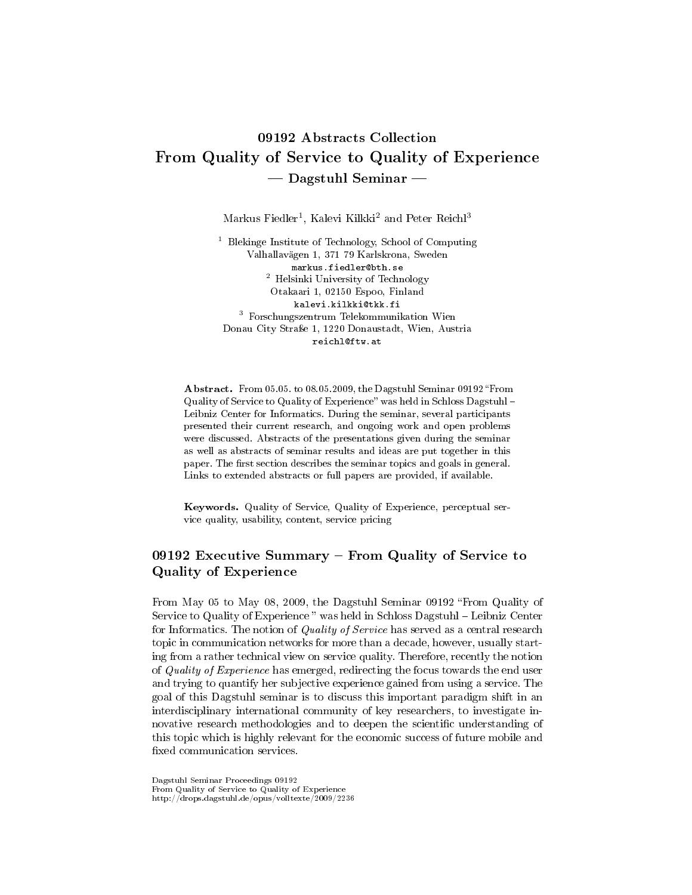# 09192 Abstracts Collection
# From Quality of Service to Quality of Experience
## — Dagstuhl Seminar —

Markus Fiedler[1], Kalevi Kilkki[2] and Peter Reichl[3]

[1] Blekinge Institute of Technology, School of Computing
Valhallavägen 1, 371 79 Karlskrona, Sweden
markus.fiedler@bth.se

[2] Helsinki University of Technology
Otakaari 1, 02150 Espoo, Finland
kalevi.kilkki@tkk.fi

[3] Forschungszentrum Telekommunikation Wien
Donau City Straße 1, 1220 Donaustadt, Wien, Austria
reichl@ftw.at

**Abstract.** From 05.05. to 08.05.2009, the Dagstuhl Seminar 09192 "From Quality of Service to Quality of Experience" was held in Schloss Dagstuhl – Leibniz Center for Informatics. During the seminar, several participants presented their current research, and ongoing work and open problems were discussed. Abstracts of the presentations given during the seminar as well as abstracts of seminar results and ideas are put together in this paper. The first section describes the seminar topics and goals in general. Links to extended abstracts or full papers are provided, if available.

**Keywords.** Quality of Service, Quality of Experience, perceptual service quality, usability, content, service pricing

## 09192 Executive Summary – From Quality of Service to Quality of Experience

From May 05 to May 08, 2009, the Dagstuhl Seminar 09192 "From Quality of Service to Quality of Experience " was held in Schloss Dagstuhl – Leibniz Center for Informatics. The notion of *Quality of Service* has served as a central research topic in communication networks for more than a decade, however, usually starting from a rather technical view on service quality. Therefore, recently the notion of *Quality of Experience* has emerged, redirecting the focus towards the end user and trying to quantify her subjective experience gained from using a service. The goal of this Dagstuhl seminar is to discuss this important paradigm shift in an interdisciplinary international community of key researchers, to investigate innovative research methodologies and to deepen the scientific understanding of this topic which is highly relevant for the economic success of future mobile and fixed communication services.

Dagstuhl Seminar Proceedings 09192
From Quality of Service to Quality of Experience
http://drops.dagstuhl.de/opus/volltexte/2009/2236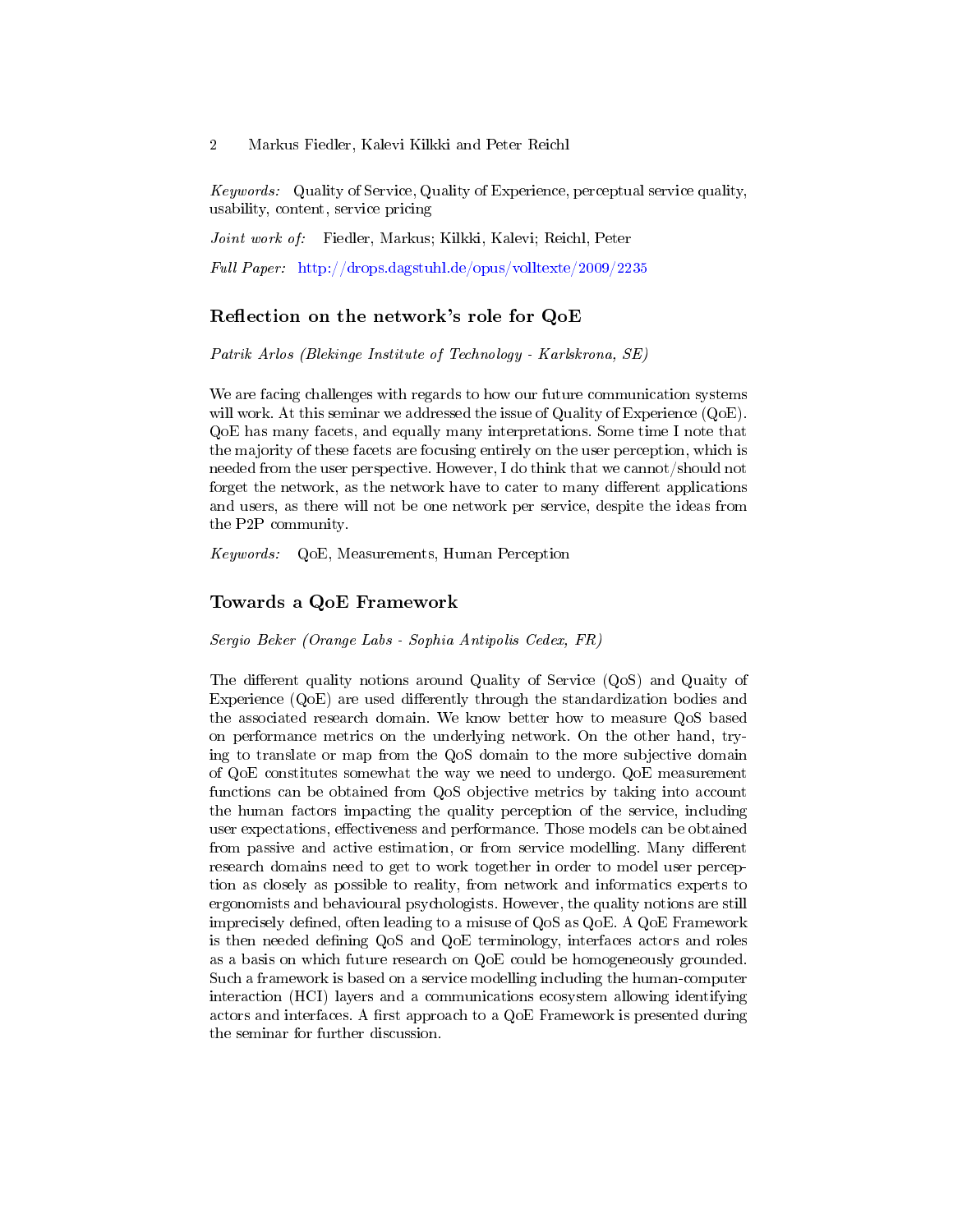*Keywords:* Quality of Service, Quality of Experience, perceptual service quality, usability, content, service pricing

*Joint work of:* Fiedler, Markus; Kilkki, Kalevi; Reichl, Peter

*Full Paper:* http://drops.dagstuhl.de/opus/volltexte/2009/2235

## Reflection on the network's role for QoE

*Patrik Arlos (Blekinge Institute of Technology - Karlskrona, SE)*

We are facing challenges with regards to how our future communication systems will work. At this seminar we addressed the issue of Quality of Experience (QoE). QoE has many facets, and equally many interpretations. Some time I note that the majority of these facets are focusing entirely on the user perception, which is needed from the user perspective. However, I do think that we cannot/should not forget the network, as the network have to cater to many different applications and users, as there will not be one network per service, despite the ideas from the P2P community.

*Keywords:* QoE, Measurements, Human Perception

## Towards a QoE Framework

*Sergio Beker (Orange Labs - Sophia Antipolis Cedex, FR)*

The different quality notions around Quality of Service (QoS) and Quaity of Experience (QoE) are used differently through the standardization bodies and the associated research domain. We know better how to measure QoS based on performance metrics on the underlying network. On the other hand, trying to translate or map from the QoS domain to the more subjective domain of QoE constitutes somewhat the way we need to undergo. QoE measurement functions can be obtained from QoS objective metrics by taking into account the human factors impacting the quality perception of the service, including user expectations, effectiveness and performance. Those models can be obtained from passive and active estimation, or from service modelling. Many different research domains need to get to work together in order to model user perception as closely as possible to reality, from network and informatics experts to ergonomists and behavioural psychologists. However, the quality notions are still imprecisely defined, often leading to a misuse of QoS as QoE. A QoE Framework is then needed defining QoS and QoE terminology, interfaces actors and roles as a basis on which future research on QoE could be homogeneously grounded. Such a framework is based on a service modelling including the human-computer interaction (HCI) layers and a communications ecosystem allowing identifying actors and interfaces. A first approach to a QoE Framework is presented during the seminar for further discussion.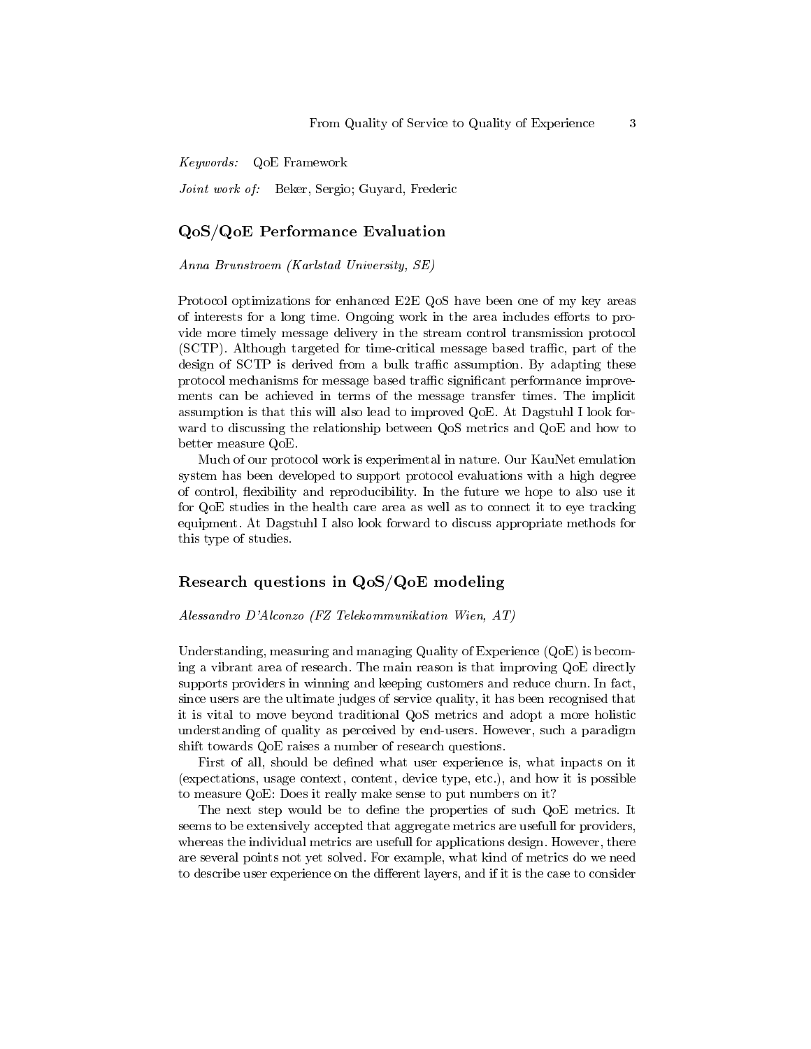*Keywords:* QoE Framework

*Joint work of:* Beker, Sergio; Guyard, Frederic

## QoS/QoE Performance Evaluation

*Anna Brunstroem (Karlstad University, SE)*

Protocol optimizations for enhanced E2E QoS have been one of my key areas of interests for a long time. Ongoing work in the area includes efforts to provide more timely message delivery in the stream control transmission protocol (SCTP). Although targeted for time-critical message based traffic, part of the design of SCTP is derived from a bulk traffic assumption. By adapting these protocol mechanisms for message based traffic significant performance improvements can be achieved in terms of the message transfer times. The implicit assumption is that this will also lead to improved QoE. At Dagstuhl I look forward to discussing the relationship between QoS metrics and QoE and how to better measure QoE.

Much of our protocol work is experimental in nature. Our KauNet emulation system has been developed to support protocol evaluations with a high degree of control, flexibility and reproducibility. In the future we hope to also use it for QoE studies in the health care area as well as to connect it to eye tracking equipment. At Dagstuhl I also look forward to discuss appropriate methods for this type of studies.

## Research questions in QoS/QoE modeling

*Alessandro D'Alconzo (FZ Telekommunikation Wien, AT)*

Understanding, measuring and managing Quality of Experience (QoE) is becoming a vibrant area of research. The main reason is that improving QoE directly supports providers in winning and keeping customers and reduce churn. In fact, since users are the ultimate judges of service quality, it has been recognised that it is vital to move beyond traditional QoS metrics and adopt a more holistic understanding of quality as perceived by end-users. However, such a paradigm shift towards QoE raises a number of research questions.

First of all, should be defined what user experience is, what inpacts on it (expectations, usage context, content, device type, etc.), and how it is possible to measure QoE: Does it really make sense to put numbers on it?

The next step would be to define the properties of such QoE metrics. It seems to be extensively accepted that aggregate metrics are usefull for providers, whereas the individual metrics are usefull for applications design. However, there are several points not yet solved. For example, what kind of metrics do we need to describe user experience on the different layers, and if it is the case to consider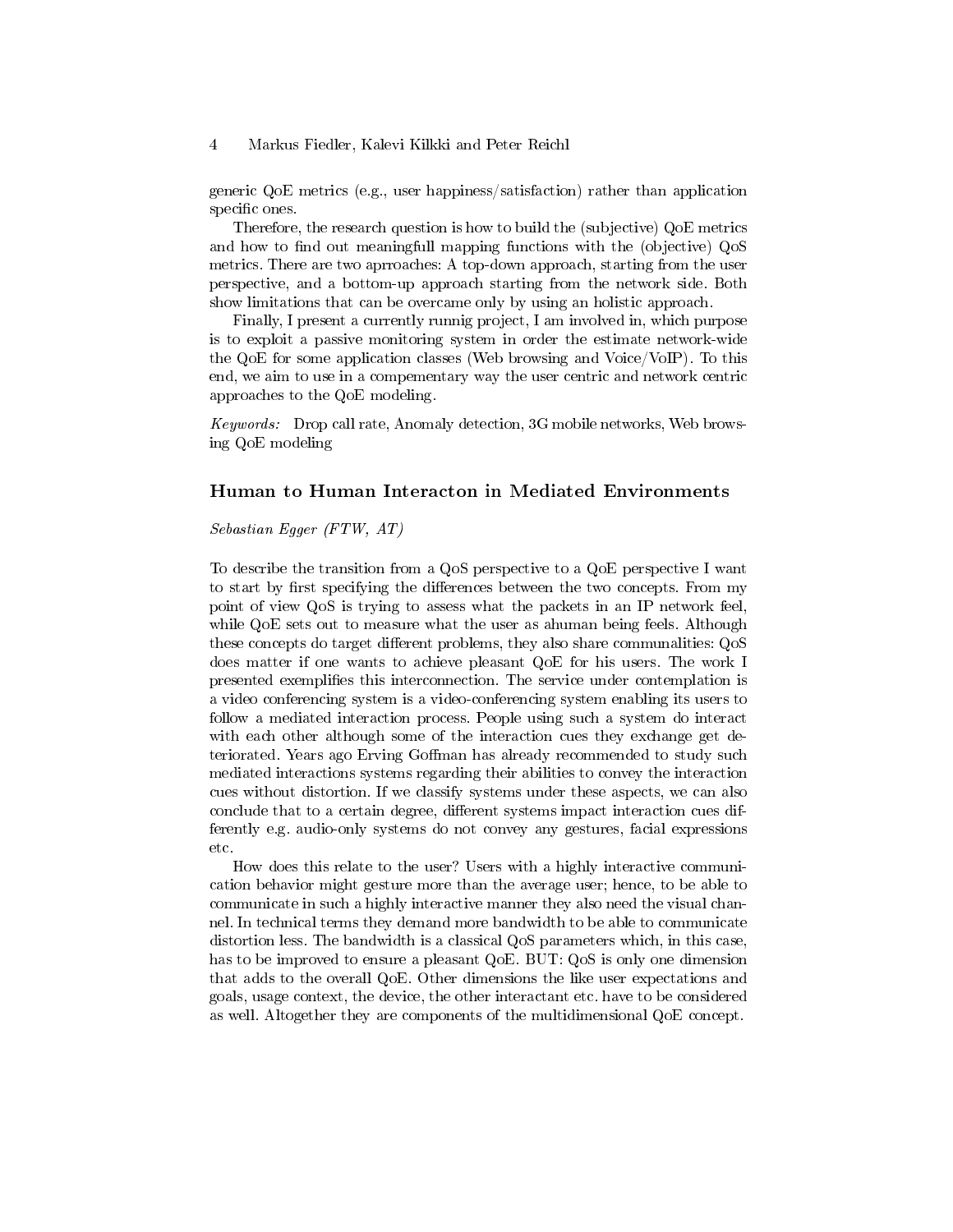generic QoE metrics (e.g., user happiness/satisfaction) rather than application specific ones.

Therefore, the research question is how to build the (subjective) QoE metrics and how to find out meaningfull mapping functions with the (objective) QoS metrics. There are two aprroaches: A top-down approach, starting from the user perspective, and a bottom-up approach starting from the network side. Both show limitations that can be overcame only by using an holistic approach.

Finally, I present a currently runnig project, I am involved in, which purpose is to exploit a passive monitoring system in order the estimate network-wide the QoE for some application classes (Web browsing and Voice/VoIP). To this end, we aim to use in a compementary way the user centric and network centric approaches to the QoE modeling.

*Keywords:* Drop call rate, Anomaly detection, 3G mobile networks, Web browsing QoE modeling

## Human to Human Interacton in Mediated Environments

*Sebastian Egger (FTW, AT)*

To describe the transition from a QoS perspective to a QoE perspective I want to start by first specifying the differences between the two concepts. From my point of view QoS is trying to assess what the packets in an IP network feel, while QoE sets out to measure what the user as ahuman being feels. Although these concepts do target different problems, they also share communalities: QoS does matter if one wants to achieve pleasant QoE for his users. The work I presented exemplifies this interconnection. The service under contemplation is a video conferencing system is a video-conferencing system enabling its users to follow a mediated interaction process. People using such a system do interact with each other although some of the interaction cues they exchange get deteriorated. Years ago Erving Goffman has already recommended to study such mediated interactions systems regarding their abilities to convey the interaction cues without distortion. If we classify systems under these aspects, we can also conclude that to a certain degree, different systems impact interaction cues differently e.g. audio-only systems do not convey any gestures, facial expressions etc.

How does this relate to the user? Users with a highly interactive communication behavior might gesture more than the average user; hence, to be able to communicate in such a highly interactive manner they also need the visual channel. In technical terms they demand more bandwidth to be able to communicate distortion less. The bandwidth is a classical QoS parameters which, in this case, has to be improved to ensure a pleasant QoE. BUT: QoS is only one dimension that adds to the overall QoE. Other dimensions the like user expectations and goals, usage context, the device, the other interactant etc. have to be considered as well. Altogether they are components of the multidimensional QoE concept.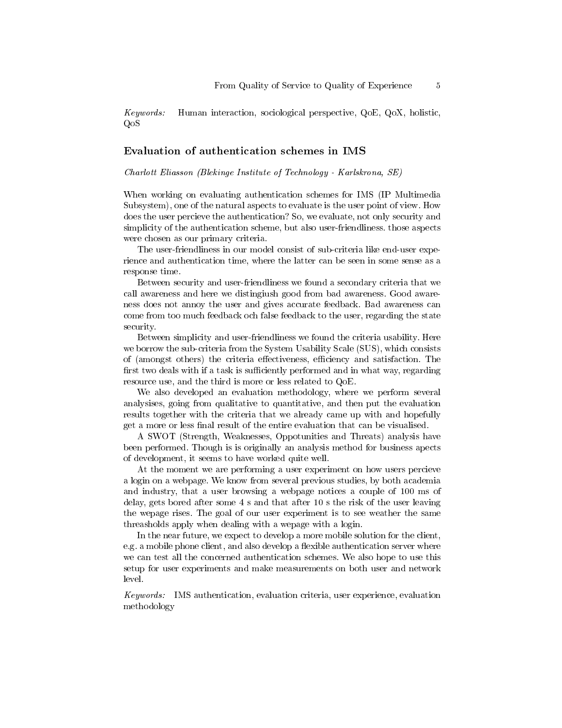*Keywords:* Human interaction, sociological perspective, QoE, QoX, holistic, QoS

## Evaluation of authentication schemes in IMS

*Charlott Eliasson (Blekinge Institute of Technology - Karlskrona, SE)*

When working on evaluating authentication schemes for IMS (IP Multimedia Subsystem), one of the natural aspects to evaluate is the user point of view. How does the user percieve the authentication? So, we evaluate, not only security and simplicity of the authentication scheme, but also user-friendliness. those aspects were chosen as our primary criteria.

The user-friendliness in our model consist of sub-criteria like end-user experience and authentication time, where the latter can be seen in some sense as a response time.

Between security and user-friendliness we found a secondary criteria that we call awareness and here we distingiush good from bad awareness. Good awareness does not annoy the user and gives accurate feedback. Bad awareness can come from too much feedback och false feedback to the user, regarding the state security.

Between simplicity and user-friendliness we found the criteria usability. Here we borrow the sub-criteria from the System Usability Scale (SUS), which consists of (amongst others) the criteria effectiveness, efficiency and satisfaction. The first two deals with if a task is sufficiently performed and in what way, regarding resource use, and the third is more or less related to QoE.

We also developed an evaluation methodology, where we perform several analysises, going from qualitative to quantitative, and then put the evaluation results together with the criteria that we already came up with and hopefully get a more or less final result of the entire evaluation that can be visualised.

A SWOT (Strength, Weaknesses, Oppotunities and Threats) analysis have been performed. Though is is originally an analysis method for business apects of development, it seems to have worked quite well.

At the moment we are performing a user experiment on how users percieve a login on a webpage. We know from several previous studies, by both academia and industry, that a user browsing a webpage notices a couple of 100 ms of delay, gets bored after some 4 s and that after 10 s the risk of the user leaving the wepage rises. The goal of our user experiment is to see weather the same threasholds apply when dealing with a wepage with a login.

In the near future, we expect to develop a more mobile solution for the client, e.g. a mobile phone client, and also develop a flexible authentication server where we can test all the concerned authentication schemes. We also hope to use this setup for user experiments and make measurements on both user and network level.

*Keywords:* IMS authentication, evaluation criteria, user experience, evaluation methodology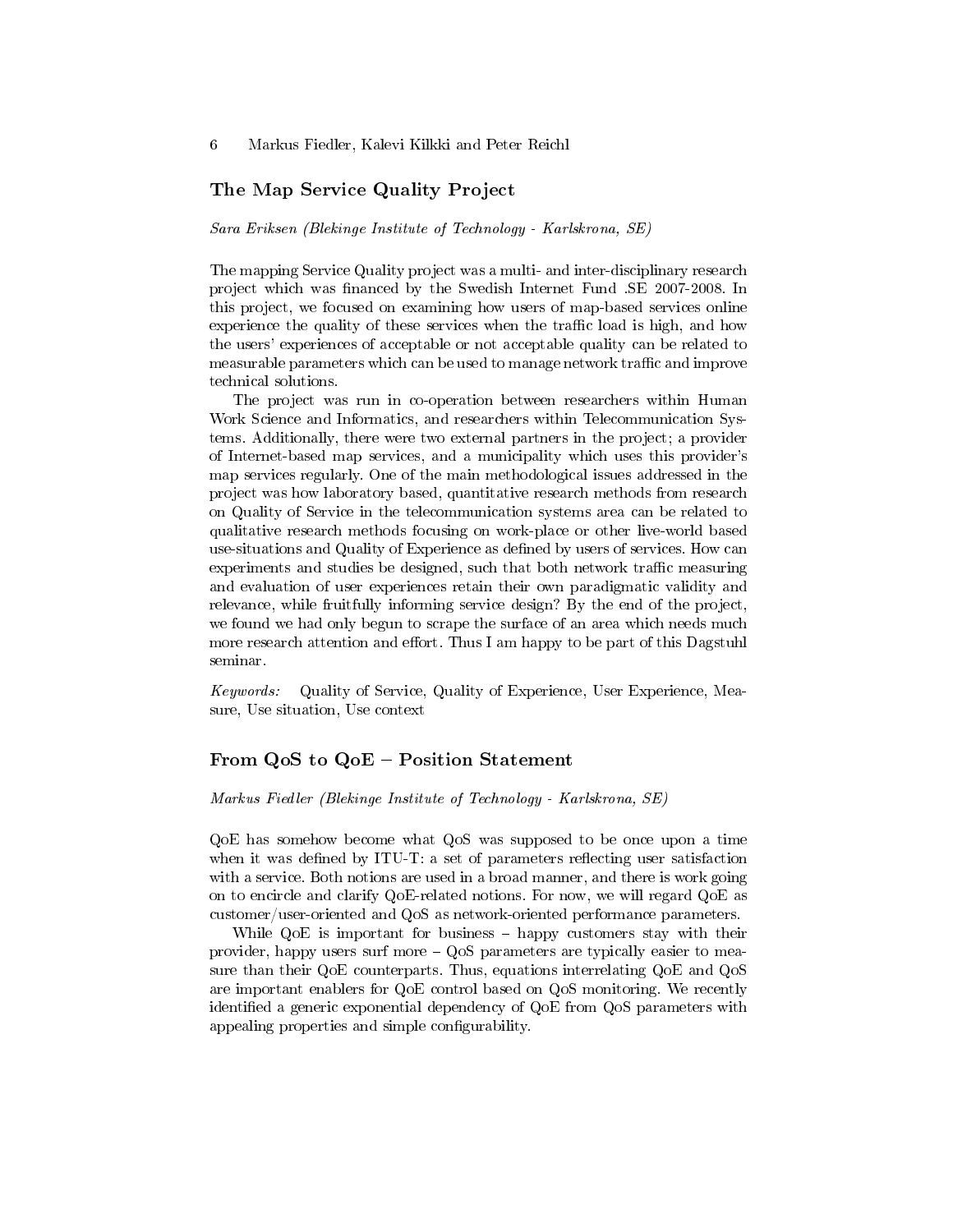## The Map Service Quality Project

*Sara Eriksen (Blekinge Institute of Technology - Karlskrona, SE)*

The mapping Service Quality project was a multi- and inter-disciplinary research project which was financed by the Swedish Internet Fund .SE 2007-2008. In this project, we focused on examining how users of map-based services online experience the quality of these services when the traffic load is high, and how the users' experiences of acceptable or not acceptable quality can be related to measurable parameters which can be used to manage network traffic and improve technical solutions.

The project was run in co-operation between researchers within Human Work Science and Informatics, and researchers within Telecommunication Systems. Additionally, there were two external partners in the project; a provider of Internet-based map services, and a municipality which uses this provider's map services regularly. One of the main methodological issues addressed in the project was how laboratory based, quantitative research methods from research on Quality of Service in the telecommunication systems area can be related to qualitative research methods focusing on work-place or other live-world based use-situations and Quality of Experience as defined by users of services. How can experiments and studies be designed, such that both network traffic measuring and evaluation of user experiences retain their own paradigmatic validity and relevance, while fruitfully informing service design? By the end of the project, we found we had only begun to scrape the surface of an area which needs much more research attention and effort. Thus I am happy to be part of this Dagstuhl seminar.

*Keywords:* Quality of Service, Quality of Experience, User Experience, Measure, Use situation, Use context

## From QoS to QoE – Position Statement

*Markus Fiedler (Blekinge Institute of Technology - Karlskrona, SE)*

QoE has somehow become what QoS was supposed to be once upon a time when it was defined by ITU-T: a set of parameters reflecting user satisfaction with a service. Both notions are used in a broad manner, and there is work going on to encircle and clarify QoE-related notions. For now, we will regard QoE as customer/user-oriented and QoS as network-oriented performance parameters.

While QoE is important for business – happy customers stay with their provider, happy users surf more – QoS parameters are typically easier to measure than their QoE counterparts. Thus, equations interrelating QoE and QoS are important enablers for QoE control based on QoS monitoring. We recently identified a generic exponential dependency of QoE from QoS parameters with appealing properties and simple configurability.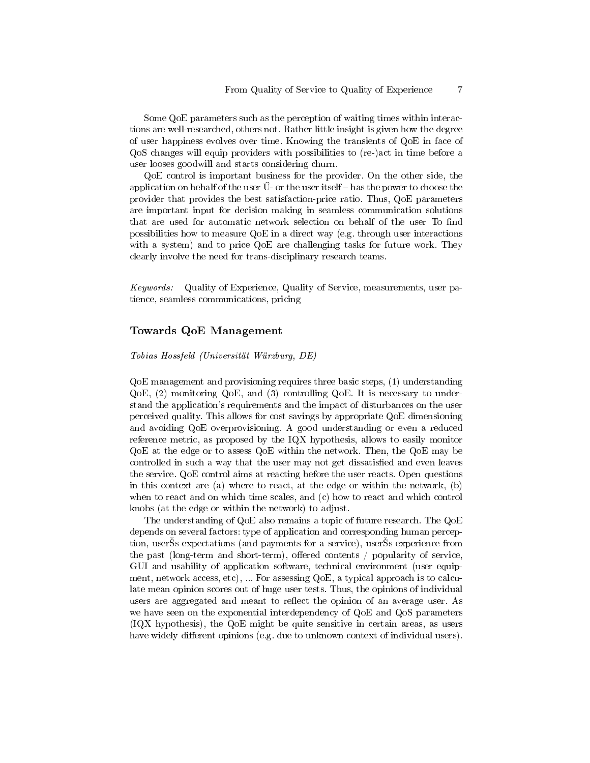Some QoE parameters such as the perception of waiting times within interactions are well-researched, others not. Rather little insight is given how the degree of user happiness evolves over time. Knowing the transients of QoE in face of QoS changes will equip providers with possibilities to (re-)act in time before a user looses goodwill and starts considering churn.

QoE control is important business for the provider. On the other side, the application on behalf of the user Ũ- or the user itself – has the power to choose the provider that provides the best satisfaction-price ratio. Thus, QoE parameters are important input for decision making in seamless communication solutions that are used for automatic network selection on behalf of the user To find possibilities how to measure QoE in a direct way (e.g. through user interactions with a system) and to price QoE are challenging tasks for future work. They clearly involve the need for trans-disciplinary research teams.

*Keywords:* Quality of Experience, Quality of Service, measurements, user patience, seamless communications, pricing

## Towards QoE Management

*Tobias Hossfeld (Universität Würzburg, DE)*

QoE management and provisioning requires three basic steps, (1) understanding QoE, (2) monitoring QoE, and (3) controlling QoE. It is necessary to understand the application's requirements and the impact of disturbances on the user perceived quality. This allows for cost savings by appropriate QoE dimensioning and avoiding QoE overprovisioning. A good understanding or even a reduced reference metric, as proposed by the IQX hypothesis, allows to easily monitor QoE at the edge or to assess QoE within the network. Then, the QoE may be controlled in such a way that the user may not get dissatisfied and even leaves the service. QoE control aims at reacting before the user reacts. Open questions in this context are (a) where to react, at the edge or within the network, (b) when to react and on which time scales, and (c) how to react and which control knobs (at the edge or within the network) to adjust.

The understanding of QoE also remains a topic of future research. The QoE depends on several factors: type of application and corresponding human perception, userŠs expectations (and payments for a service), userŠs experience from the past (long-term and short-term), offered contents / popularity of service, GUI and usability of application software, technical environment (user equipment, network access, etc), ... For assessing QoE, a typical approach is to calculate mean opinion scores out of huge user tests. Thus, the opinions of individual users are aggregated and meant to reflect the opinion of an average user. As we have seen on the exponential interdependency of QoE and QoS parameters (IQX hypothesis), the QoE might be quite sensitive in certain areas, as users have widely different opinions (e.g. due to unknown context of individual users).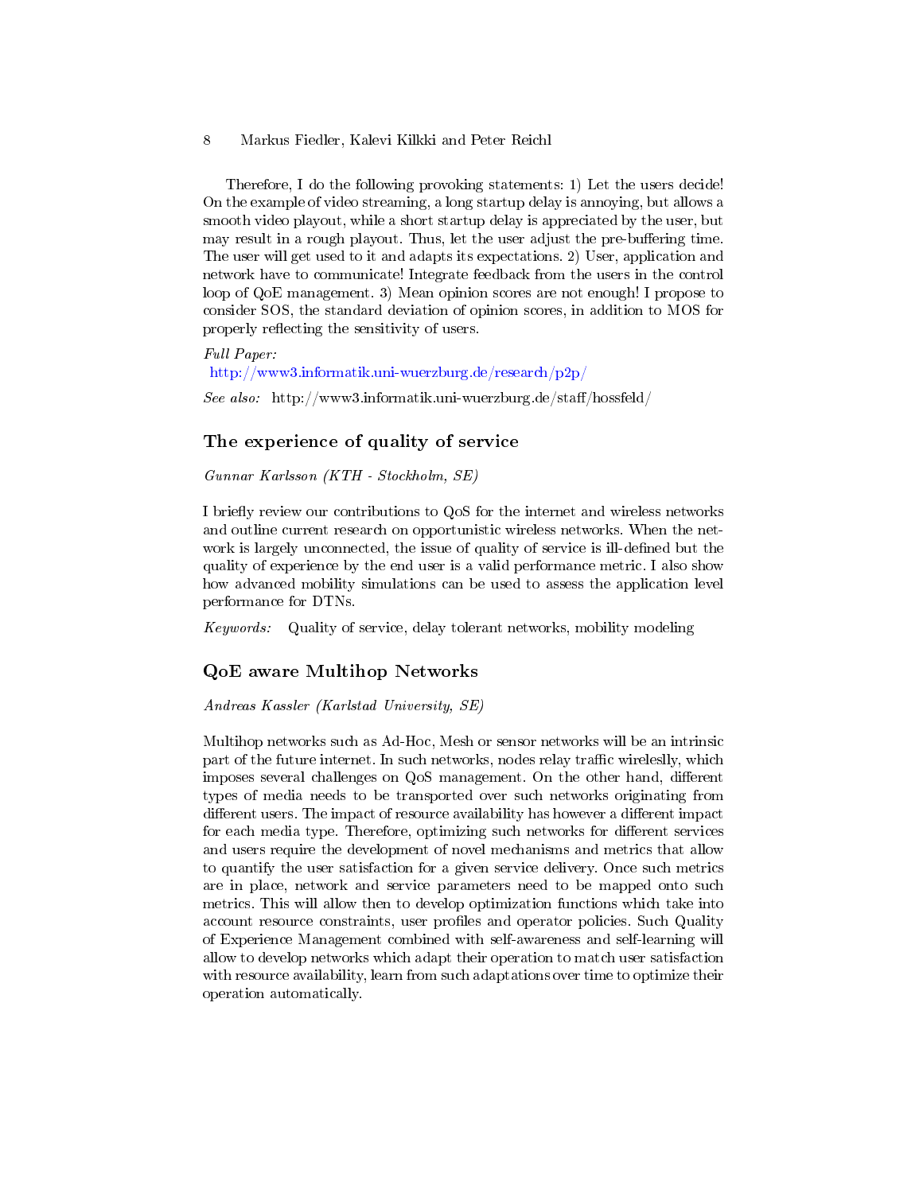Therefore, I do the following provoking statements: 1) Let the users decide! On the example of video streaming, a long startup delay is annoying, but allows a smooth video playout, while a short startup delay is appreciated by the user, but may result in a rough playout. Thus, let the user adjust the pre-buffering time. The user will get used to it and adapts its expectations. 2) User, application and network have to communicate! Integrate feedback from the users in the control loop of QoE management. 3) Mean opinion scores are not enough! I propose to consider SOS, the standard deviation of opinion scores, in addition to MOS for properly reflecting the sensitivity of users.

*Full Paper:*
http://www3.informatik.uni-wuerzburg.de/research/p2p/

*See also:* http://www3.informatik.uni-wuerzburg.de/staff/hossfeld/

## The experience of quality of service

*Gunnar Karlsson (KTH - Stockholm, SE)*

I briefly review our contributions to QoS for the internet and wireless networks and outline current research on opportunistic wireless networks. When the network is largely unconnected, the issue of quality of service is ill-defined but the quality of experience by the end user is a valid performance metric. I also show how advanced mobility simulations can be used to assess the application level performance for DTNs.

*Keywords:* Quality of service, delay tolerant networks, mobility modeling

## QoE aware Multihop Networks

*Andreas Kassler (Karlstad University, SE)*

Multihop networks such as Ad-Hoc, Mesh or sensor networks will be an intrinsic part of the future internet. In such networks, nodes relay traffic wireleslly, which imposes several challenges on QoS management. On the other hand, different types of media needs to be transported over such networks originating from different users. The impact of resource availability has however a different impact for each media type. Therefore, optimizing such networks for different services and users require the development of novel mechanisms and metrics that allow to quantify the user satisfaction for a given service delivery. Once such metrics are in place, network and service parameters need to be mapped onto such metrics. This will allow then to develop optimization functions which take into account resource constraints, user profiles and operator policies. Such Quality of Experience Management combined with self-awareness and self-learning will allow to develop networks which adapt their operation to match user satisfaction with resource availability, learn from such adaptations over time to optimize their operation automatically.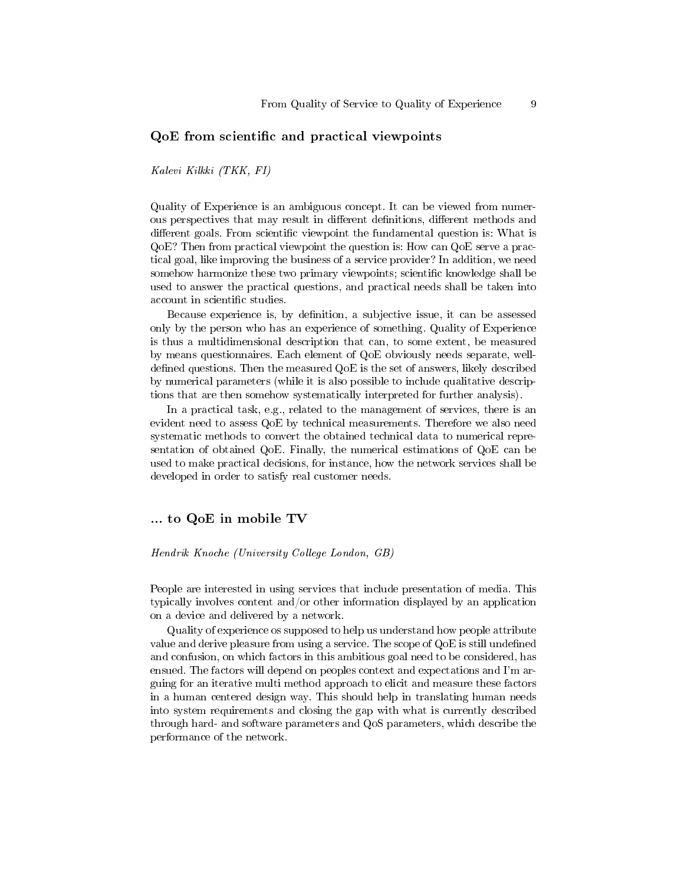## QoE from scientific and practical viewpoints

*Kalevi Kilkki (TKK, FI)*

Quality of Experience is an ambiguous concept. It can be viewed from numerous perspectives that may result in different definitions, different methods and different goals. From scientific viewpoint the fundamental question is: What is QoE? Then from practical viewpoint the question is: How can QoE serve a practical goal, like improving the business of a service provider? In addition, we need somehow harmonize these two primary viewpoints; scientific knowledge shall be used to answer the practical questions, and practical needs shall be taken into account in scientific studies.

Because experience is, by definition, a subjective issue, it can be assessed only by the person who has an experience of something. Quality of Experience is thus a multidimensional description that can, to some extent, be measured by means questionnaires. Each element of QoE obviously needs separate, well-defined questions. Then the measured QoE is the set of answers, likely described by numerical parameters (while it is also possible to include qualitative descriptions that are then somehow systematically interpreted for further analysis).

In a practical task, e.g., related to the management of services, there is an evident need to assess QoE by technical measurements. Therefore we also need systematic methods to convert the obtained technical data to numerical representation of obtained QoE. Finally, the numerical estimations of QoE can be used to make practical decisions, for instance, how the network services shall be developed in order to satisfy real customer needs.

## ... to QoE in mobile TV

*Hendrik Knoche (University College London, GB)*

People are interested in using services that include presentation of media. This typically involves content and/or other information displayed by an application on a device and delivered by a network.

Quality of experience os supposed to help us understand how people attribute value and derive pleasure from using a service. The scope of QoE is still undefined and confusion, on which factors in this ambitious goal need to be considered, has ensued. The factors will depend on peoples context and expectations and I'm arguing for an iterative multi method approach to elicit and measure these factors in a human centered design way. This should help in translating human needs into system requirements and closing the gap with what is currently described through hard- and software parameters and QoS parameters, which describe the performance of the network.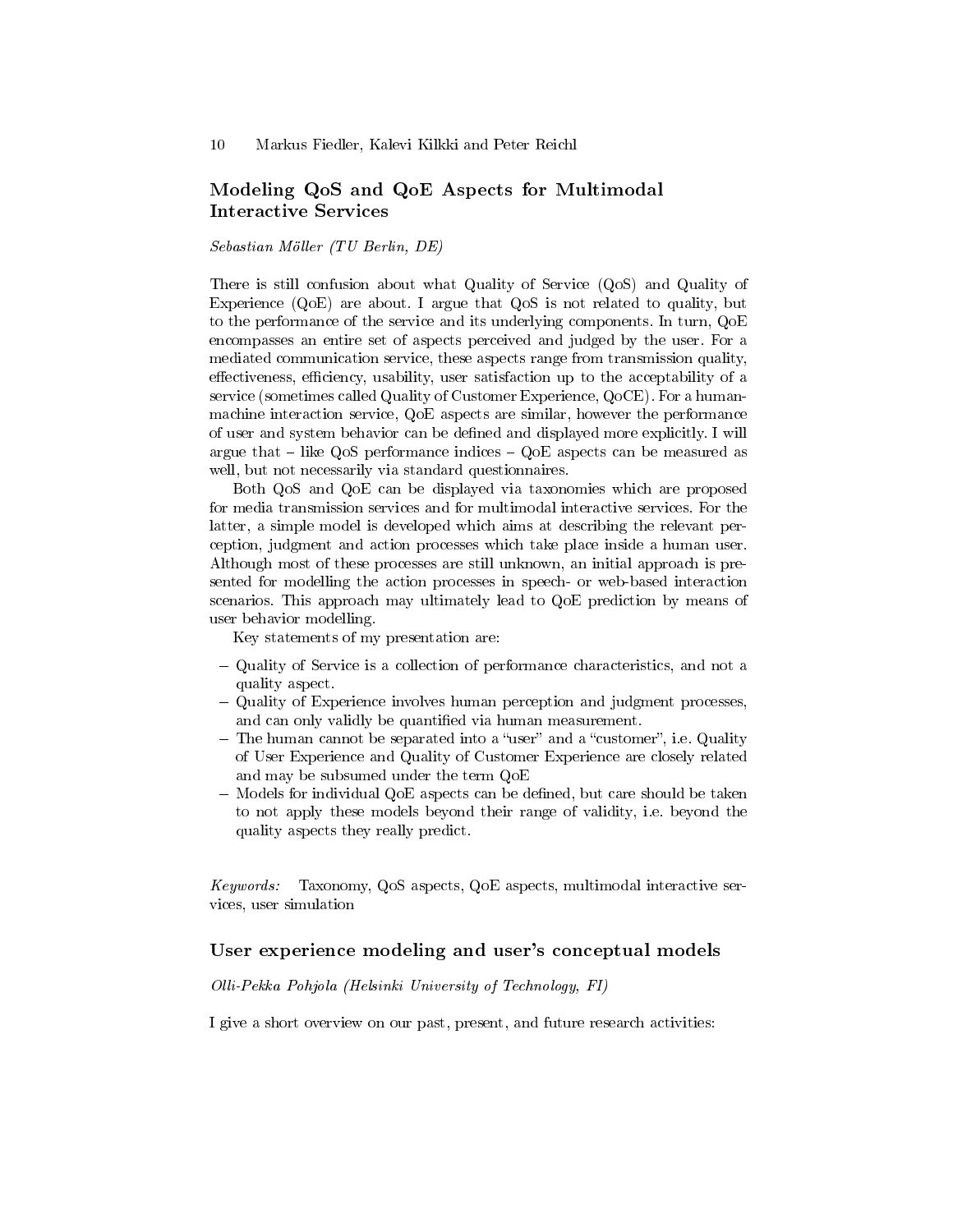## Modeling QoS and QoE Aspects for Multimodal Interactive Services

*Sebastian Möller (TU Berlin, DE)*

There is still confusion about what Quality of Service (QoS) and Quality of Experience (QoE) are about. I argue that QoS is not related to quality, but to the performance of the service and its underlying components. In turn, QoE encompasses an entire set of aspects perceived and judged by the user. For a mediated communication service, these aspects range from transmission quality, effectiveness, efficiency, usability, user satisfaction up to the acceptability of a service (sometimes called Quality of Customer Experience, QoCE). For a human-machine interaction service, QoE aspects are similar, however the performance of user and system behavior can be defined and displayed more explicitly. I will argue that – like QoS performance indices – QoE aspects can be measured as well, but not necessarily via standard questionnaires.

Both QoS and QoE can be displayed via taxonomies which are proposed for media transmission services and for multimodal interactive services. For the latter, a simple model is developed which aims at describing the relevant perception, judgment and action processes which take place inside a human user. Although most of these processes are still unknown, an initial approach is presented for modelling the action processes in speech- or web-based interaction scenarios. This approach may ultimately lead to QoE prediction by means of user behavior modelling.

Key statements of my presentation are:

- Quality of Service is a collection of performance characteristics, and not a quality aspect.
- Quality of Experience involves human perception and judgment processes, and can only validly be quantified via human measurement.
- The human cannot be separated into a "user" and a "customer", i.e. Quality of User Experience and Quality of Customer Experience are closely related and may be subsumed under the term QoE
- Models for individual QoE aspects can be defined, but care should be taken to not apply these models beyond their range of validity, i.e. beyond the quality aspects they really predict.

*Keywords:* Taxonomy, QoS aspects, QoE aspects, multimodal interactive services, user simulation

## User experience modeling and user's conceptual models

*Olli-Pekka Pohjola (Helsinki University of Technology, FI)*

I give a short overview on our past, present, and future research activities: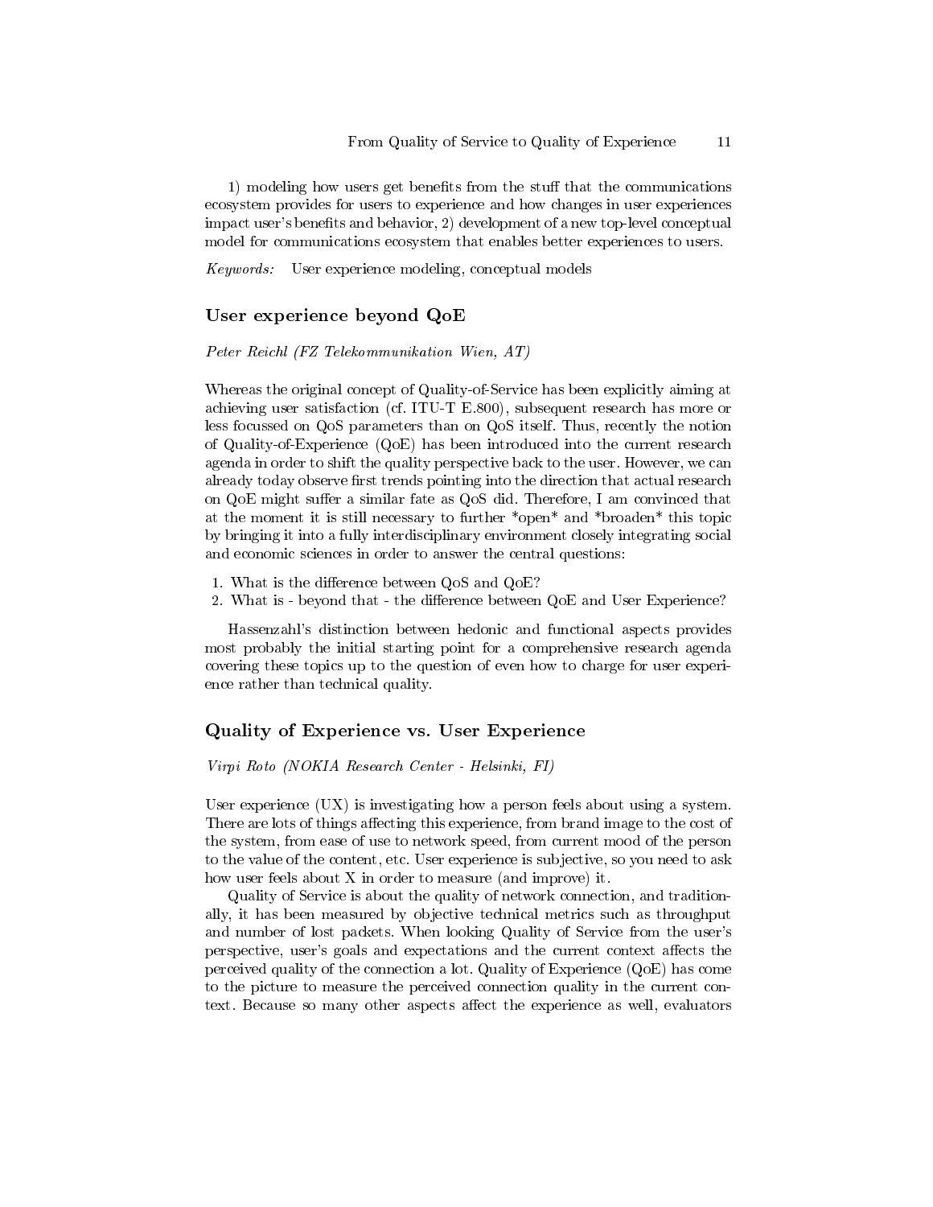1) modeling how users get benefits from the stuff that the communications ecosystem provides for users to experience and how changes in user experiences impact user's benefits and behavior, 2) development of a new top-level conceptual model for communications ecosystem that enables better experiences to users.

*Keywords:* User experience modeling, conceptual models

## User experience beyond QoE

*Peter Reichl (FZ Telekommunikation Wien, AT)*

Whereas the original concept of Quality-of-Service has been explicitly aiming at achieving user satisfaction (cf. ITU-T E.800), subsequent research has more or less focussed on QoS parameters than on QoS itself. Thus, recently the notion of Quality-of-Experience (QoE) has been introduced into the current research agenda in order to shift the quality perspective back to the user. However, we can already today observe first trends pointing into the direction that actual research on QoE might suffer a similar fate as QoS did. Therefore, I am convinced that at the moment it is still necessary to further *open* and *broaden* this topic by bringing it into a fully interdisciplinary environment closely integrating social and economic sciences in order to answer the central questions:

1. What is the difference between QoS and QoE?
2. What is - beyond that - the difference between QoE and User Experience?

Hassenzahl's distinction between hedonic and functional aspects provides most probably the initial starting point for a comprehensive research agenda covering these topics up to the question of even how to charge for user experience rather than technical quality.

## Quality of Experience vs. User Experience

*Virpi Roto (NOKIA Research Center - Helsinki, FI)*

User experience (UX) is investigating how a person feels about using a system. There are lots of things affecting this experience, from brand image to the cost of the system, from ease of use to network speed, from current mood of the person to the value of the content, etc. User experience is subjective, so you need to ask how user feels about X in order to measure (and improve) it.

Quality of Service is about the quality of network connection, and traditionally, it has been measured by objective technical metrics such as throughput and number of lost packets. When looking Quality of Service from the user's perspective, user's goals and expectations and the current context affects the perceived quality of the connection a lot. Quality of Experience (QoE) has come to the picture to measure the perceived connection quality in the current context. Because so many other aspects affect the experience as well, evaluators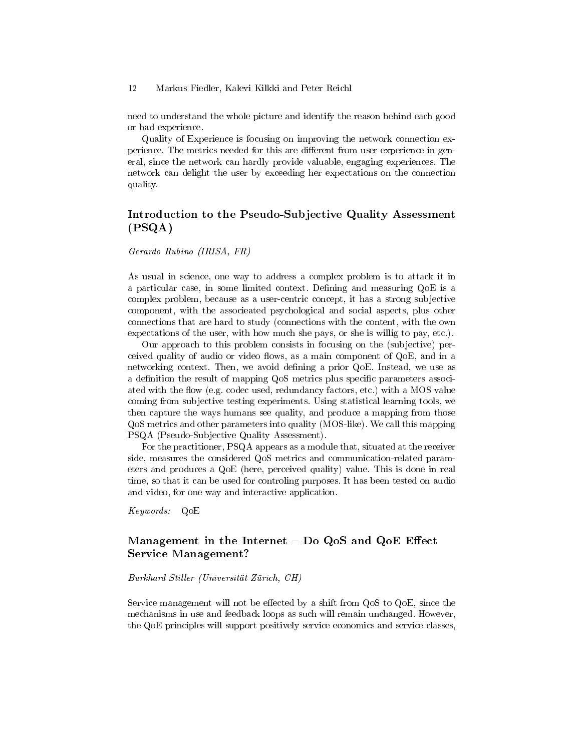need to understand the whole picture and identify the reason behind each good or bad experience.

Quality of Experience is focusing on improving the network connection experience. The metrics needed for this are different from user experience in general, since the network can hardly provide valuable, engaging experiences. The network can delight the user by exceeding her expectations on the connection quality.

## Introduction to the Pseudo-Subjective Quality Assessment (PSQA)

*Gerardo Rubino (IRISA, FR)*

As usual in science, one way to address a complex problem is to attack it in a particular case, in some limited context. Defining and measuring QoE is a complex problem, because as a user-centric concept, it has a strong subjective component, with the associeated psychological and social aspects, plus other connections that are hard to study (connections with the content, with the own expectations of the user, with how much she pays, or she is willig to pay, etc.).

Our approach to this problem consists in focusing on the (subjective) perceived quality of audio or video flows, as a main component of QoE, and in a networking context. Then, we avoid defining a prior QoE. Instead, we use as a definition the result of mapping QoS metrics plus specific parameters associated with the flow (e.g. codec used, redundancy factors, etc.) with a MOS value coming from subjective testing experiments. Using statistical learning tools, we then capture the ways humans see quality, and produce a mapping from those QoS metrics and other parameters into quality (MOS-like). We call this mapping PSQA (Pseudo-Subjective Quality Assessment).

For the practitioner, PSQA appears as a module that, situated at the receiver side, measures the considered QoS metrics and communication-related parameters and produces a QoE (here, perceived quality) value. This is done in real time, so that it can be used for controling purposes. It has been tested on audio and video, for one way and interactive application.

*Keywords:* QoE

## Management in the Internet – Do QoS and QoE Effect Service Management?

*Burkhard Stiller (Universität Zürich, CH)*

Service management will not be effected by a shift from QoS to QoE, since the mechanisms in use and feedback loops as such will remain unchanged. However, the QoE principles will support positively service economics and service classes,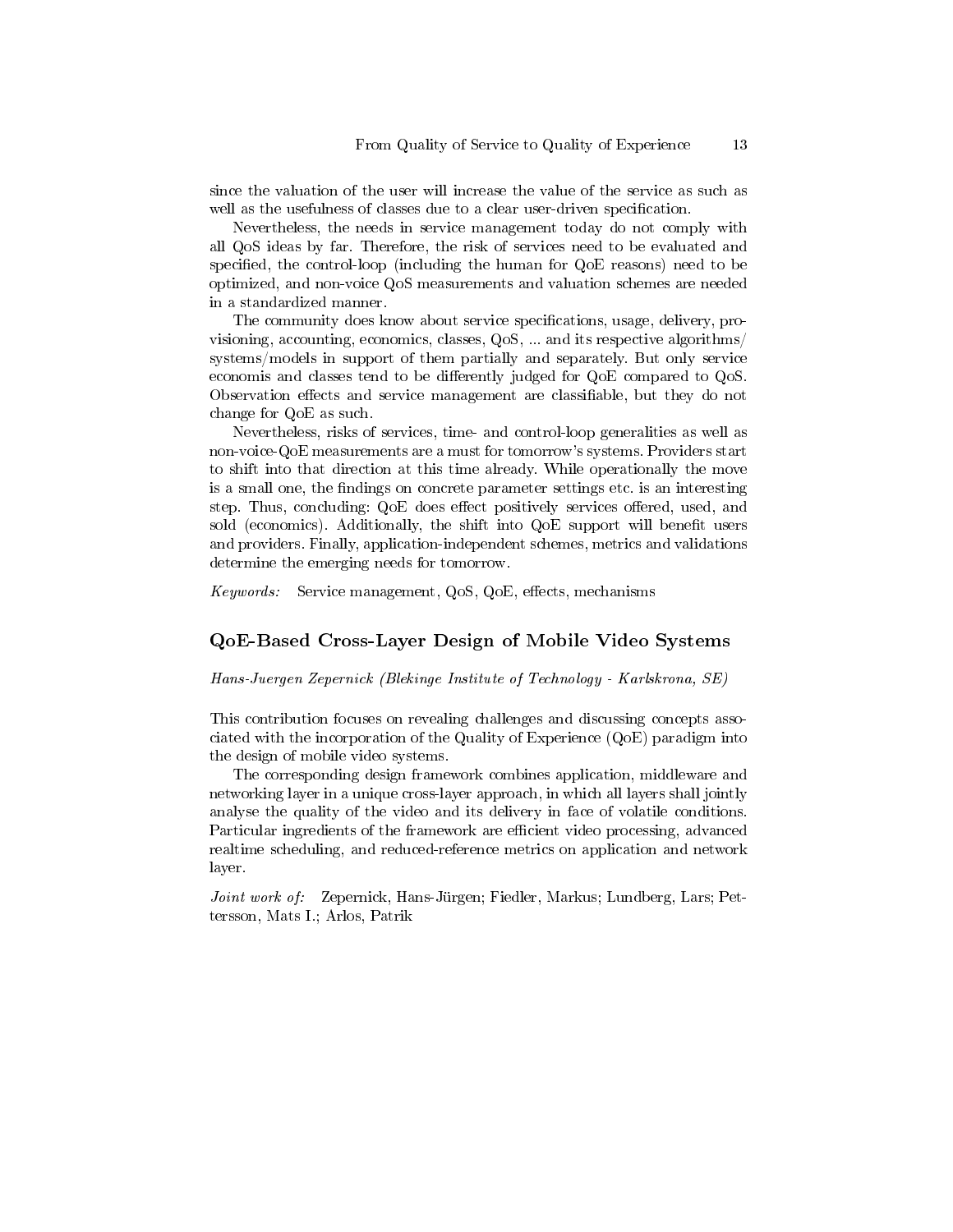since the valuation of the user will increase the value of the service as such as well as the usefulness of classes due to a clear user-driven specification.

Nevertheless, the needs in service management today do not comply with all QoS ideas by far. Therefore, the risk of services need to be evaluated and specified, the control-loop (including the human for QoE reasons) need to be optimized, and non-voice QoS measurements and valuation schemes are needed in a standardized manner.

The community does know about service specifications, usage, delivery, provisioning, accounting, economics, classes, QoS, ... and its respective algorithms/ systems/models in support of them partially and separately. But only service economis and classes tend to be differently judged for QoE compared to QoS. Observation effects and service management are classifiable, but they do not change for QoE as such.

Nevertheless, risks of services, time- and control-loop generalities as well as non-voice-QoE measurements are a must for tomorrow's systems. Providers start to shift into that direction at this time already. While operationally the move is a small one, the findings on concrete parameter settings etc. is an interesting step. Thus, concluding: QoE does effect positively services offered, used, and sold (economics). Additionally, the shift into QoE support will benefit users and providers. Finally, application-independent schemes, metrics and validations determine the emerging needs for tomorrow.

*Keywords:* Service management, QoS, QoE, effects, mechanisms

## QoE-Based Cross-Layer Design of Mobile Video Systems

*Hans-Juergen Zepernick (Blekinge Institute of Technology - Karlskrona, SE)*

This contribution focuses on revealing challenges and discussing concepts associated with the incorporation of the Quality of Experience (QoE) paradigm into the design of mobile video systems.

The corresponding design framework combines application, middleware and networking layer in a unique cross-layer approach, in which all layers shall jointly analyse the quality of the video and its delivery in face of volatile conditions. Particular ingredients of the framework are efficient video processing, advanced realtime scheduling, and reduced-reference metrics on application and network layer.

*Joint work of:* Zepernick, Hans-Jürgen; Fiedler, Markus; Lundberg, Lars; Pettersson, Mats I.; Arlos, Patrik